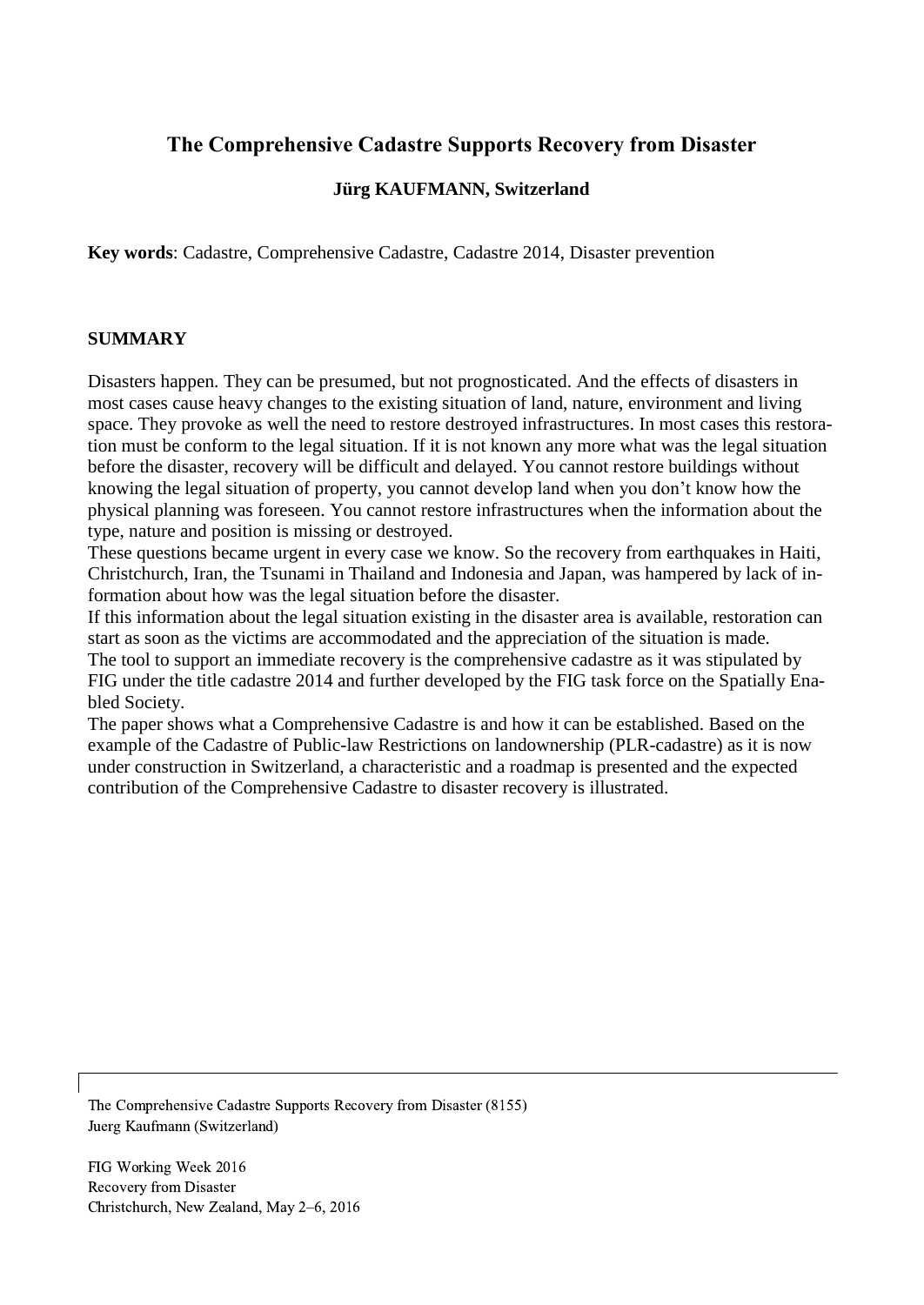# The Comprehensive Cadastre Supports Recovery from Disaster

**Jürg KAUFMANN, Switzerland**

**Key words**: Cadastre, Comprehensive Cadastre, Cadastre 2014, Disaster prevention

## SUMMARY

Disasters happen. They can be presumed, but not prognosticated. And the effects of disasters in most cases cause heavy changes to the existing situation of land, nature, environment and living space. They provoke as well the need to restore destroyed infrastructures. In most cases this restoration must be conform to the legal situation. If it is not known any more what was the legal situation before the disaster, recovery will be difficult and delayed. You cannot restore buildings without knowing the legal situation of property, you cannot develop land when you don't know how the physical planning was foreseen. You cannot restore infrastructures when the information about the type, nature and position is missing or destroyed.

These questions became urgent in every case we know. So the recovery from earthquakes in Haiti, Christchurch, Iran, the Tsunami in Thailand and Indonesia and Japan, was hampered by lack of information about how was the legal situation before the disaster.

If this information about the legal situation existing in the disaster area is available, restoration can start as soon as the victims are accommodated and the appreciation of the situation is made.

The tool to support an immediate recovery is the comprehensive cadastre as it was stipulated by FIG under the title cadastre 2014 and further developed by the FIG task force on the Spatially Enabled Society.

The paper shows what a Comprehensive Cadastre is and how it can be established. Based on the example of the Cadastre of Public-law Restrictions on landownership (PLR-cadastre) as it is now under construction in Switzerland, a characteristic and a roadmap is presented and the expected contribution of the Comprehensive Cadastre to disaster recovery is illustrated.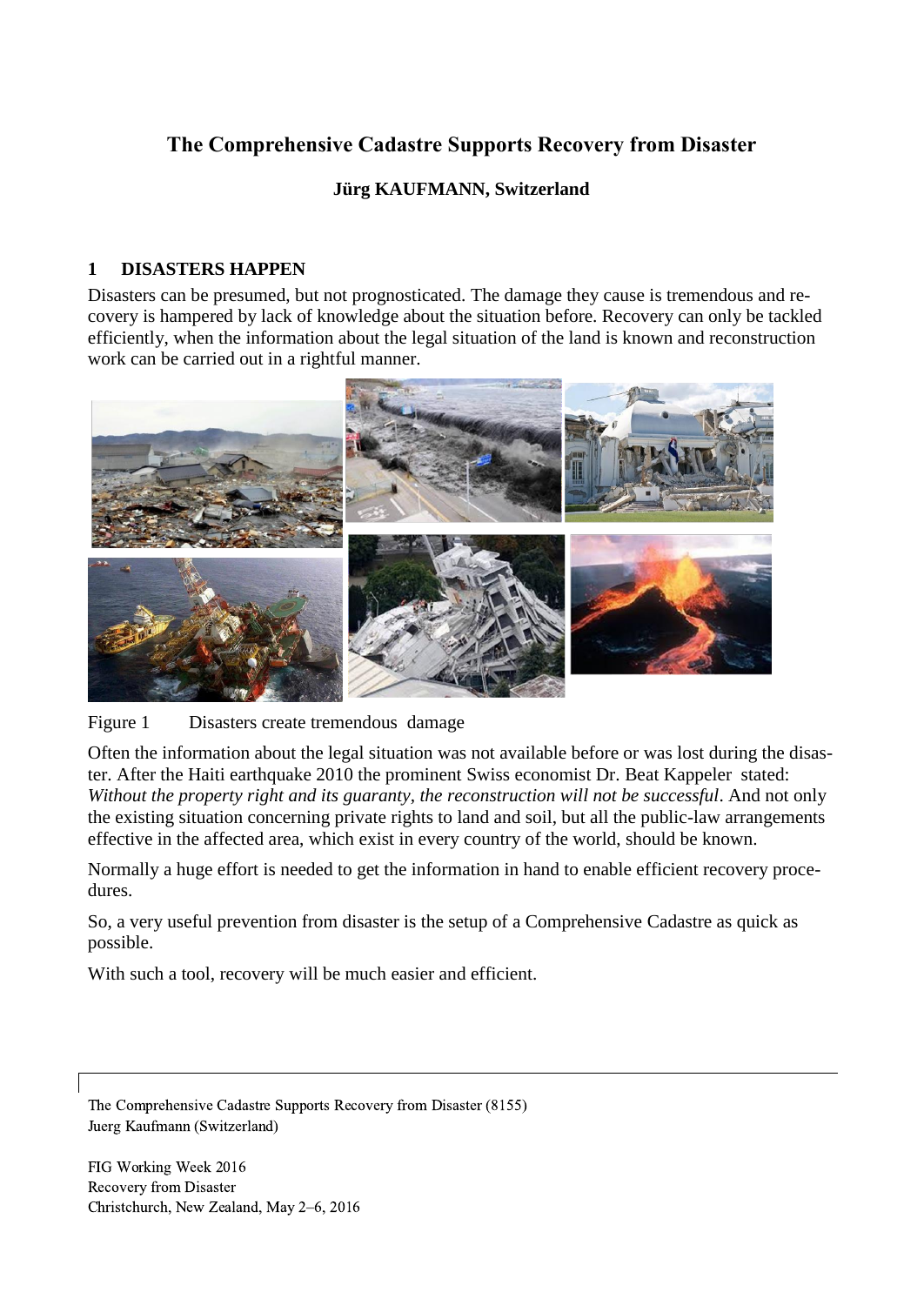# The Comprehensive Cadastre Supports Recovery from Disaster

**Jürg KAUFMANN, Switzerland**

## 1 DISASTERS HAPPEN

Disasters can be presumed, but not prognosticated. The damage they cause is tremendous and recovery is hampered by lack of knowledge about the situation before. Recovery can only be tackled efficiently, when the information about the legal situation of the land is known and reconstruction work can be carried out in a rightful manner.

Figure 1 Disasters create tremendous damage

Often the information about the legal situation was not available before or was lost during the disaster. After the Haiti earthquake 2010 the prominent Swiss economist Dr. Beat Kappeler stated: *Without the property right and its guaranty, the reconstruction will not be successful*. And not only the existing situation concerning private rights to land and soil, but all the public-law arrangements effective in the affected area, which exist in every country of the world, should be known.

Normally a huge effort is needed to get the information in hand to enable efficient recovery procedures.

So, a very useful prevention from disaster is the setup of a Comprehensive Cadastre as quick as possible.

With such a tool, recovery will be much easier and efficient.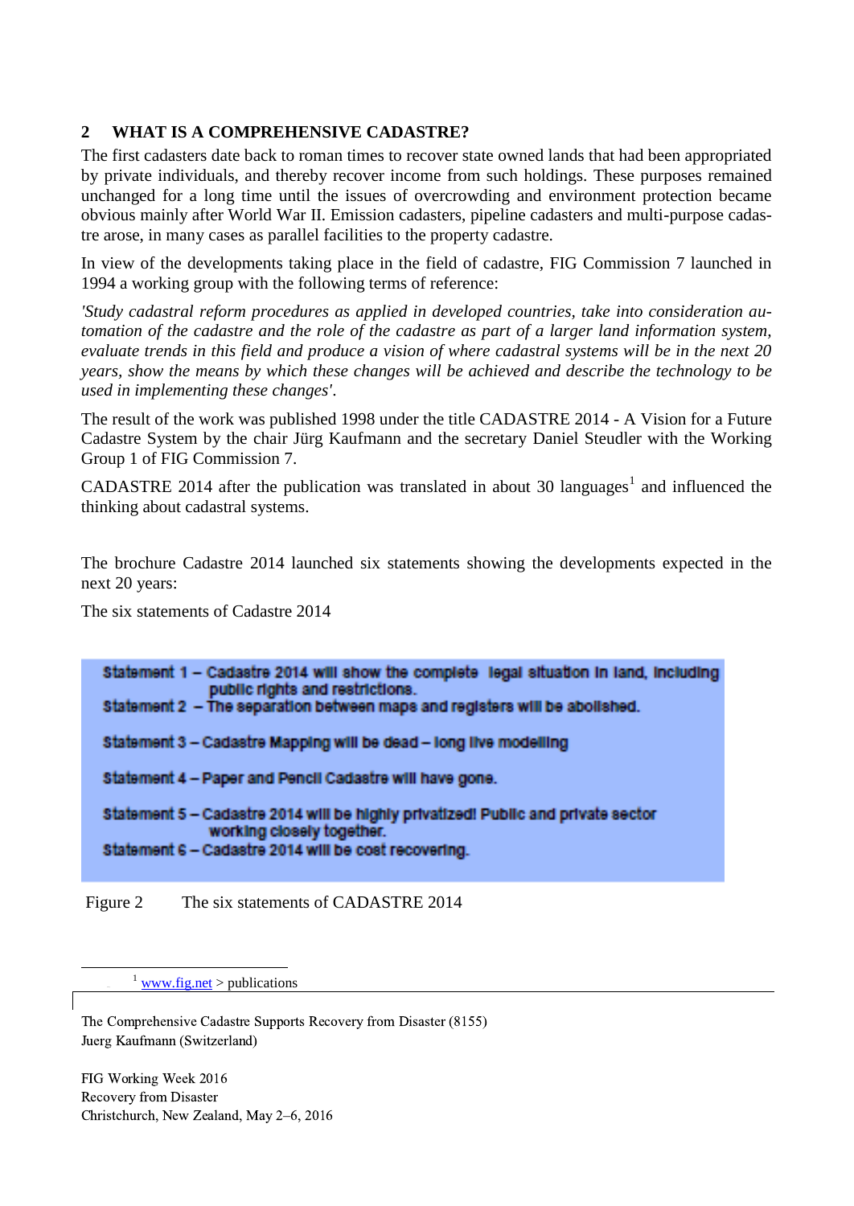## 2 WHAT IS A COMPREHENSIVE CADASTRE?

The first cadasters date back to roman times to recover state owned lands that had been appropriated by private individuals, and thereby recover income from such holdings. These purposes remained unchanged for a long time until the issues of overcrowding and environment protection became obvious mainly after World War II. Emission cadasters, pipeline cadasters and multi-purpose cadastre arose, in many cases as parallel facilities to the property cadastre.

In view of the developments taking place in the field of cadastre, FIG Commission 7 launched in 1994 a working group with the following terms of reference:

*'Study cadastral reform procedures as applied in developed countries, take into consideration automation of the cadastre and the role of the cadastre as part of a larger land information system, evaluate trends in this field and produce a vision of where cadastral systems will be in the next 20 years, show the means by which these changes will be achieved and describe the technology to be used in implementing these changes'.*

The result of the work was published 1998 under the title CADASTRE 2014 - A Vision for a Future Cadastre System by the chair Jürg Kaufmann and the secretary Daniel Steudler with the Working Group 1 of FIG Commission 7.

CADASTRE 2014 after the publication was translated in about 30 languages[1] and influenced the thinking about cadastral systems.

The brochure Cadastre 2014 launched six statements showing the developments expected in the next 20 years:

The six statements of Cadastre 2014

Statement 1 – Cadastre 2014 will show the complete legal situation in land, including public rights and restrictions.
Statement 2 – The separation between maps and registers will be abolished.

Statement 3 – Cadastre Mapping will be dead – long live modelling

Statement 4 – Paper and Pencil Cadastre will have gone.

Statement 5 – Cadastre 2014 will be highly privatized! Public and private sector working closely together.
Statement 6 – Cadastre 2014 will be cost recovering.

Figure 2 The six statements of CADASTRE 2014

[1] www.fig.net > publications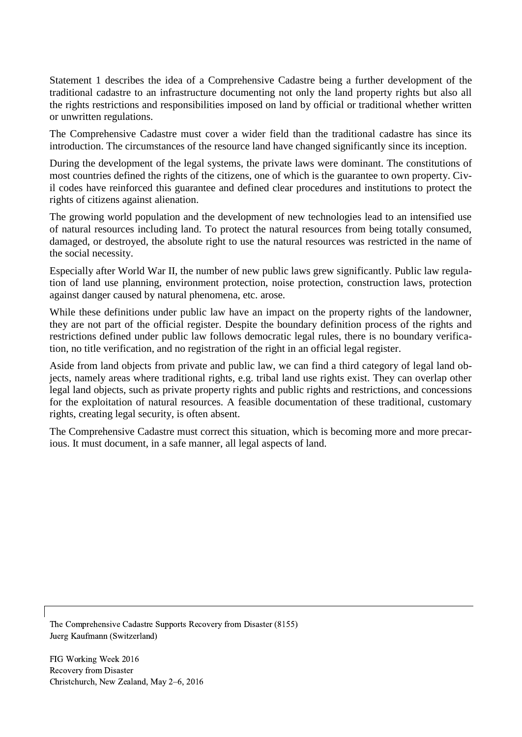Statement 1 describes the idea of a Comprehensive Cadastre being a further development of the traditional cadastre to an infrastructure documenting not only the land property rights but also all the rights restrictions and responsibilities imposed on land by official or traditional whether written or unwritten regulations.

The Comprehensive Cadastre must cover a wider field than the traditional cadastre has since its introduction. The circumstances of the resource land have changed significantly since its inception.

During the development of the legal systems, the private laws were dominant. The constitutions of most countries defined the rights of the citizens, one of which is the guarantee to own property. Civil codes have reinforced this guarantee and defined clear procedures and institutions to protect the rights of citizens against alienation.

The growing world population and the development of new technologies lead to an intensified use of natural resources including land. To protect the natural resources from being totally consumed, damaged, or destroyed, the absolute right to use the natural resources was restricted in the name of the social necessity.

Especially after World War II, the number of new public laws grew significantly. Public law regulation of land use planning, environment protection, noise protection, construction laws, protection against danger caused by natural phenomena, etc. arose.

While these definitions under public law have an impact on the property rights of the landowner, they are not part of the official register. Despite the boundary definition process of the rights and restrictions defined under public law follows democratic legal rules, there is no boundary verification, no title verification, and no registration of the right in an official legal register.

Aside from land objects from private and public law, we can find a third category of legal land objects, namely areas where traditional rights, e.g. tribal land use rights exist. They can overlap other legal land objects, such as private property rights and public rights and restrictions, and concessions for the exploitation of natural resources. A feasible documentation of these traditional, customary rights, creating legal security, is often absent.

The Comprehensive Cadastre must correct this situation, which is becoming more and more precarious. It must document, in a safe manner, all legal aspects of land.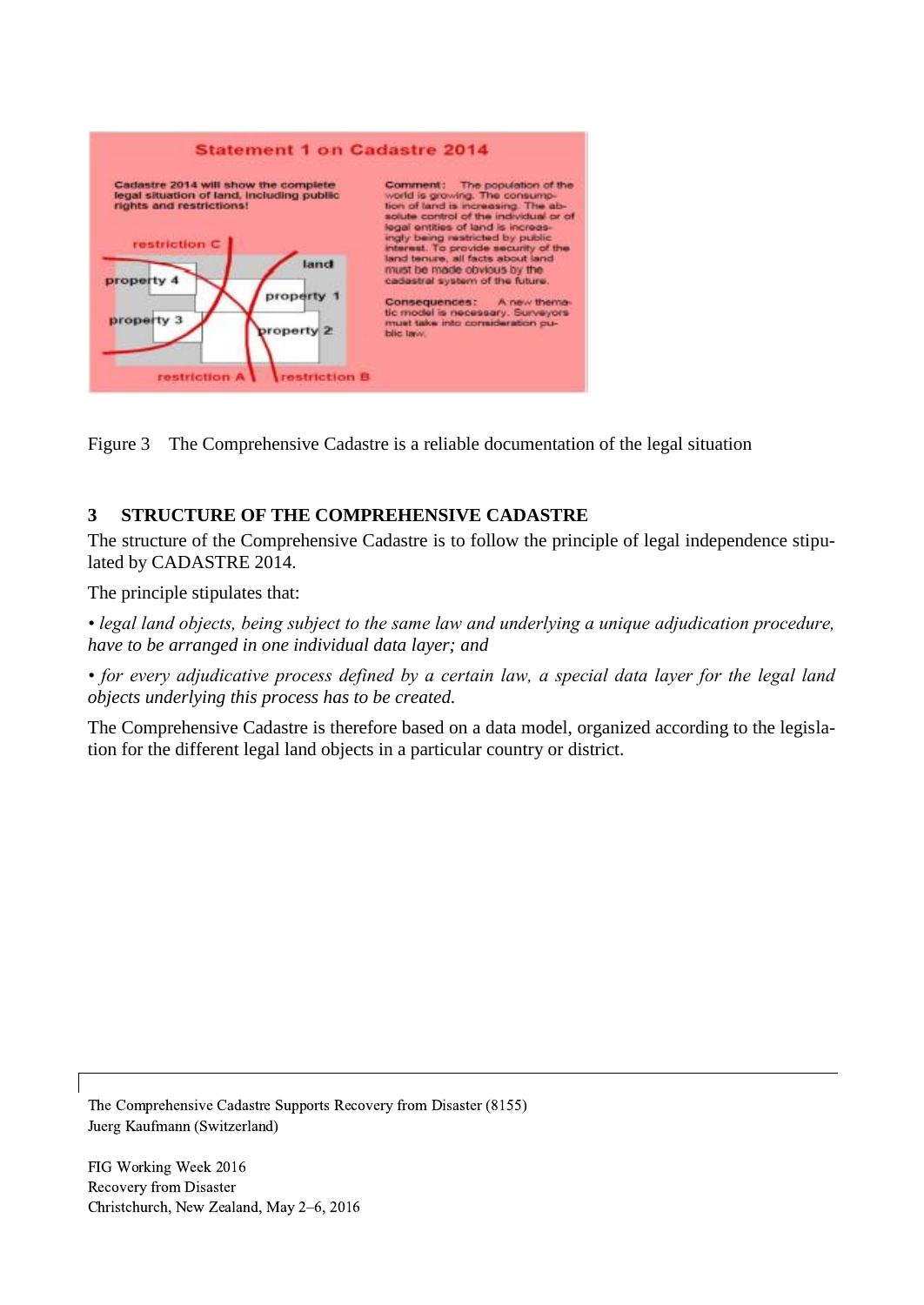**Statement 1 on Cadastre 2014**

Cadastre 2014 will show the complete legal situation of land, including public rights and restrictions!

Comment: The population of the world is growing. The consumption of land is increasing. The absolute control of the individual or of legal entities of land is increasingly being restricted by public interest. To provide security of the land tenure, all facts about land must be made obvious by the cadastral system of the future.

Consequences: A new thematic model is necessary. Surveyors must take into consideration public law.

restriction C, land, property 4, property 1, property 3, property 2, restriction A, restriction B

Figure 3 The Comprehensive Cadastre is a reliable documentation of the legal situation

## 3 STRUCTURE OF THE COMPREHENSIVE CADASTRE

The structure of the Comprehensive Cadastre is to follow the principle of legal independence stipulated by CADASTRE 2014.

The principle stipulates that:

• *legal land objects, being subject to the same law and underlying a unique adjudication procedure, have to be arranged in one individual data layer; and*

• *for every adjudicative process defined by a certain law, a special data layer for the legal land objects underlying this process has to be created.*

The Comprehensive Cadastre is therefore based on a data model, organized according to the legislation for the different legal land objects in a particular country or district.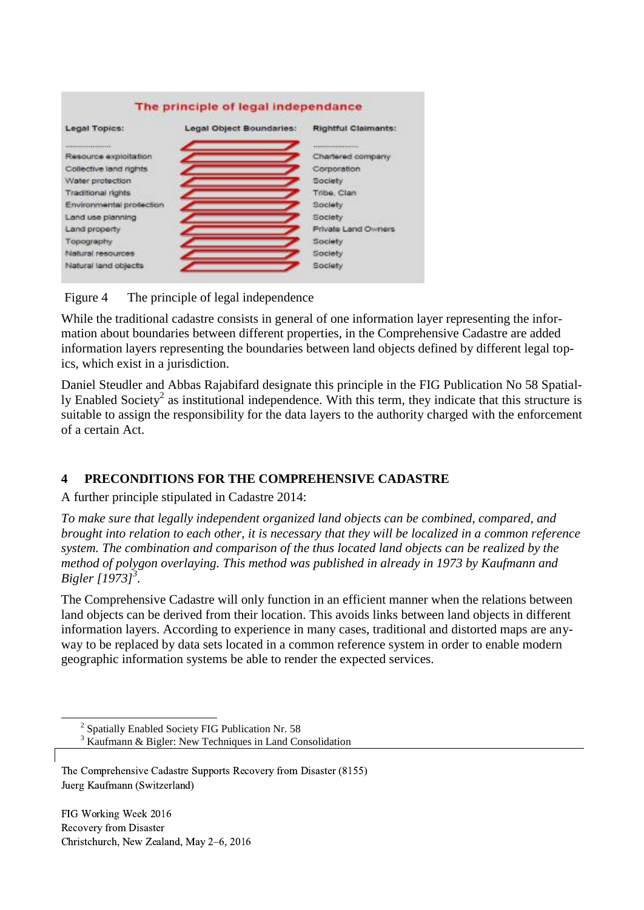The principle of legal independance

| Legal Topics: | Legal Object Boundaries: | Rightful Claimants: |
|---|---|---|
| .................... | | .................... |
| Resource exploitation | | Chartered company |
| Collective land rights | | Corporation |
| Water protection | | Society |
| Traditional rights | | Tribe, Clan |
| Environmental protection | | Society |
| Land use planning | | Society |
| Land property | | Private Land Owners |
| Topography | | Society |
| Natural resources | | Society |
| Natural land objects | | Society |

Figure 4 The principle of legal independence

While the traditional cadastre consists in general of one information layer representing the information about boundaries between different properties, in the Comprehensive Cadastre are added information layers representing the boundaries between land objects defined by different legal topics, which exist in a jurisdiction.

Daniel Steudler and Abbas Rajabifard designate this principle in the FIG Publication No 58 Spatially Enabled Society[2] as institutional independence. With this term, they indicate that this structure is suitable to assign the responsibility for the data layers to the authority charged with the enforcement of a certain Act.

## 4 PRECONDITIONS FOR THE COMPREHENSIVE CADASTRE

A further principle stipulated in Cadastre 2014:

*To make sure that legally independent organized land objects can be combined, compared, and brought into relation to each other, it is necessary that they will be localized in a common reference system. The combination and comparison of the thus located land objects can be realized by the method of polygon overlaying. This method was published in already in 1973 by Kaufmann and Bigler [1973][3].*

The Comprehensive Cadastre will only function in an efficient manner when the relations between land objects can be derived from their location. This avoids links between land objects in different information layers. According to experience in many cases, traditional and distorted maps are anyway to be replaced by data sets located in a common reference system in order to enable modern geographic information systems be able to render the expected services.

[2] Spatially Enabled Society FIG Publication Nr. 58

[3] Kaufmann & Bigler: New Techniques in Land Consolidation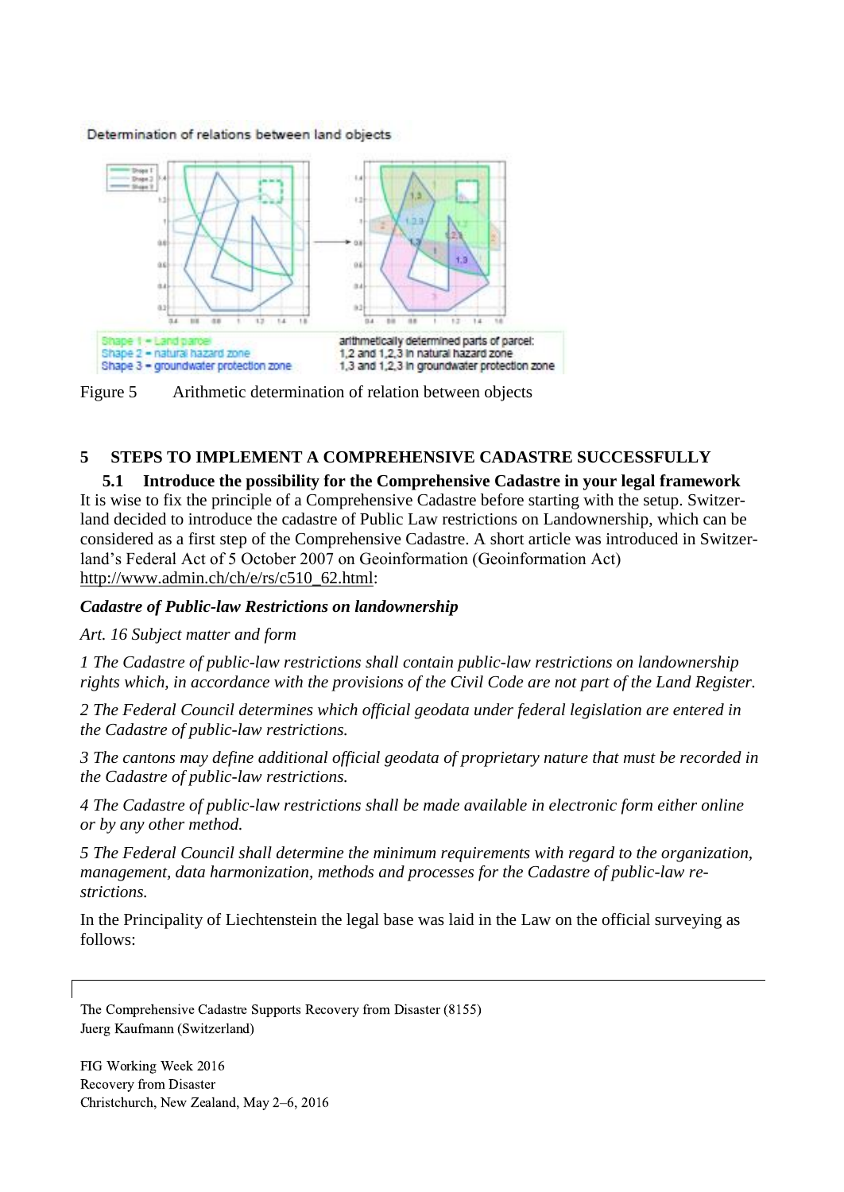Determination of relations between land objects

Shape 1 = Land parcel
Shape 2 = natural hazard zone
Shape 3 = groundwater protection zone

arithmetically determined parts of parcel:
1,2 and 1,2,3 in natural hazard zone
1,3 and 1,2,3 in groundwater protection zone

Figure 5 Arithmetic determination of relation between objects

## 5 STEPS TO IMPLEMENT A COMPREHENSIVE CADASTRE SUCCESSFULLY

### 5.1 Introduce the possibility for the Comprehensive Cadastre in your legal framework

It is wise to fix the principle of a Comprehensive Cadastre before starting with the setup. Switzerland decided to introduce the cadastre of Public Law restrictions on Landownership, which can be considered as a first step of the Comprehensive Cadastre. A short article was introduced in Switzerland's Federal Act of 5 October 2007 on Geoinformation (Geoinformation Act) http://www.admin.ch/ch/e/rs/c510_62.html:

***Cadastre of Public-law Restrictions on landownership***

*Art. 16 Subject matter and form*

*1 The Cadastre of public-law restrictions shall contain public-law restrictions on landownership rights which, in accordance with the provisions of the Civil Code are not part of the Land Register.*

*2 The Federal Council determines which official geodata under federal legislation are entered in the Cadastre of public-law restrictions.*

*3 The cantons may define additional official geodata of proprietary nature that must be recorded in the Cadastre of public-law restrictions.*

*4 The Cadastre of public-law restrictions shall be made available in electronic form either online or by any other method.*

*5 The Federal Council shall determine the minimum requirements with regard to the organization, management, data harmonization, methods and processes for the Cadastre of public-law restrictions.*

In the Principality of Liechtenstein the legal base was laid in the Law on the official surveying as follows: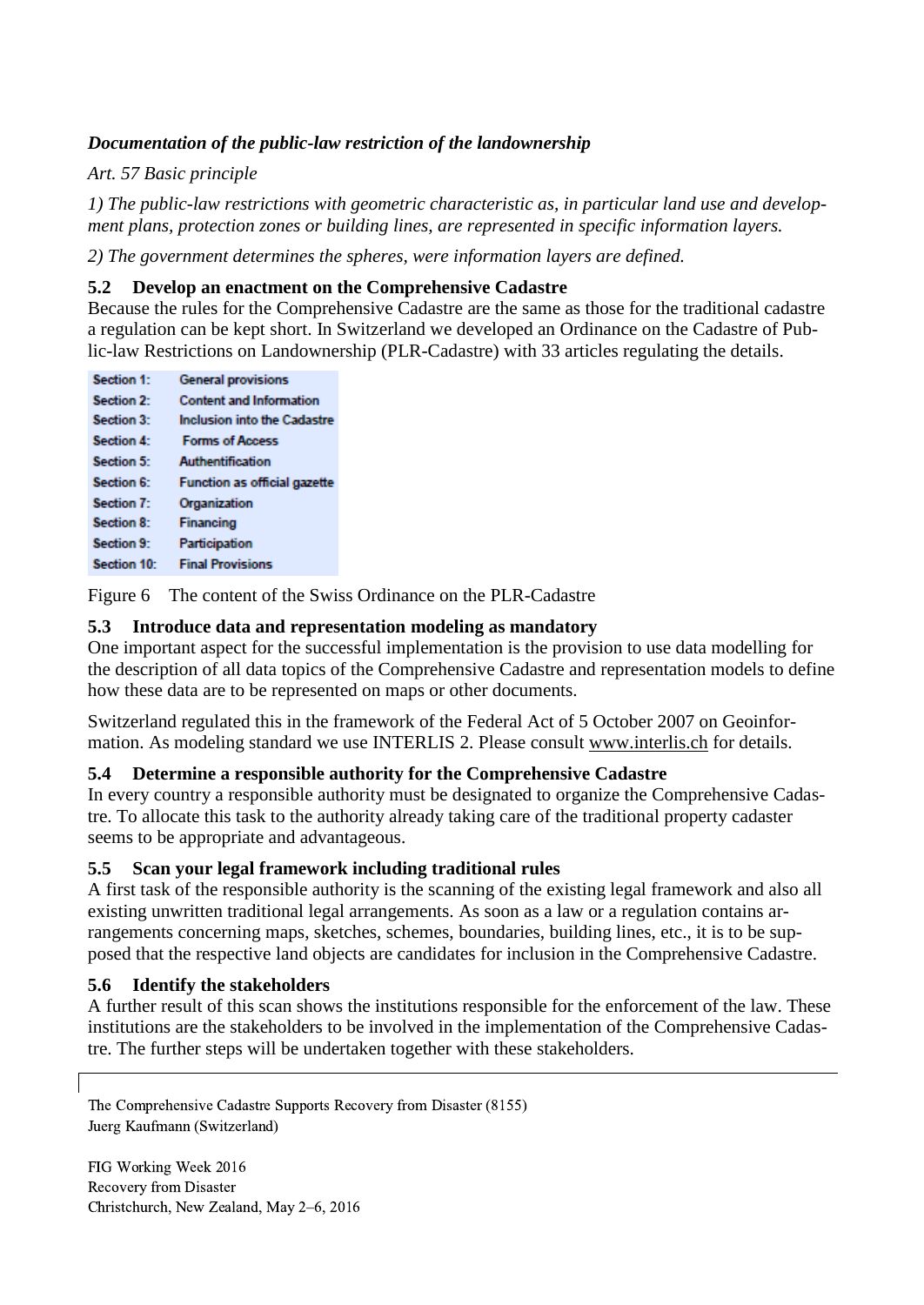***Documentation of the public-law restriction of the landownership***

*Art. 57 Basic principle*

*1) The public-law restrictions with geometric characteristic as, in particular land use and development plans, protection zones or building lines, are represented in specific information layers.*

*2) The government determines the spheres, were information layers are defined.*

### 5.2 Develop an enactment on the Comprehensive Cadastre

Because the rules for the Comprehensive Cadastre are the same as those for the traditional cadastre a regulation can be kept short. In Switzerland we developed an Ordinance on the Cadastre of Public-law Restrictions on Landownership (PLR-Cadastre) with 33 articles regulating the details.

| | |
|---|---|
| Section 1: | General provisions |
| Section 2: | Content and Information |
| Section 3: | Inclusion into the Cadastre |
| Section 4: | Forms of Access |
| Section 5: | Authentification |
| Section 6: | Function as official gazette |
| Section 7: | Organization |
| Section 8: | Financing |
| Section 9: | Participation |
| Section 10: | Final Provisions |

Figure 6 The content of the Swiss Ordinance on the PLR-Cadastre

### 5.3 Introduce data and representation modeling as mandatory

One important aspect for the successful implementation is the provision to use data modelling for the description of all data topics of the Comprehensive Cadastre and representation models to define how these data are to be represented on maps or other documents.

Switzerland regulated this in the framework of the Federal Act of 5 October 2007 on Geoinformation. As modeling standard we use INTERLIS 2. Please consult www.interlis.ch for details.

### 5.4 Determine a responsible authority for the Comprehensive Cadastre

In every country a responsible authority must be designated to organize the Comprehensive Cadastre. To allocate this task to the authority already taking care of the traditional property cadaster seems to be appropriate and advantageous.

### 5.5 Scan your legal framework including traditional rules

A first task of the responsible authority is the scanning of the existing legal framework and also all existing unwritten traditional legal arrangements. As soon as a law or a regulation contains arrangements concerning maps, sketches, schemes, boundaries, building lines, etc., it is to be supposed that the respective land objects are candidates for inclusion in the Comprehensive Cadastre.

### 5.6 Identify the stakeholders

A further result of this scan shows the institutions responsible for the enforcement of the law. These institutions are the stakeholders to be involved in the implementation of the Comprehensive Cadastre. The further steps will be undertaken together with these stakeholders.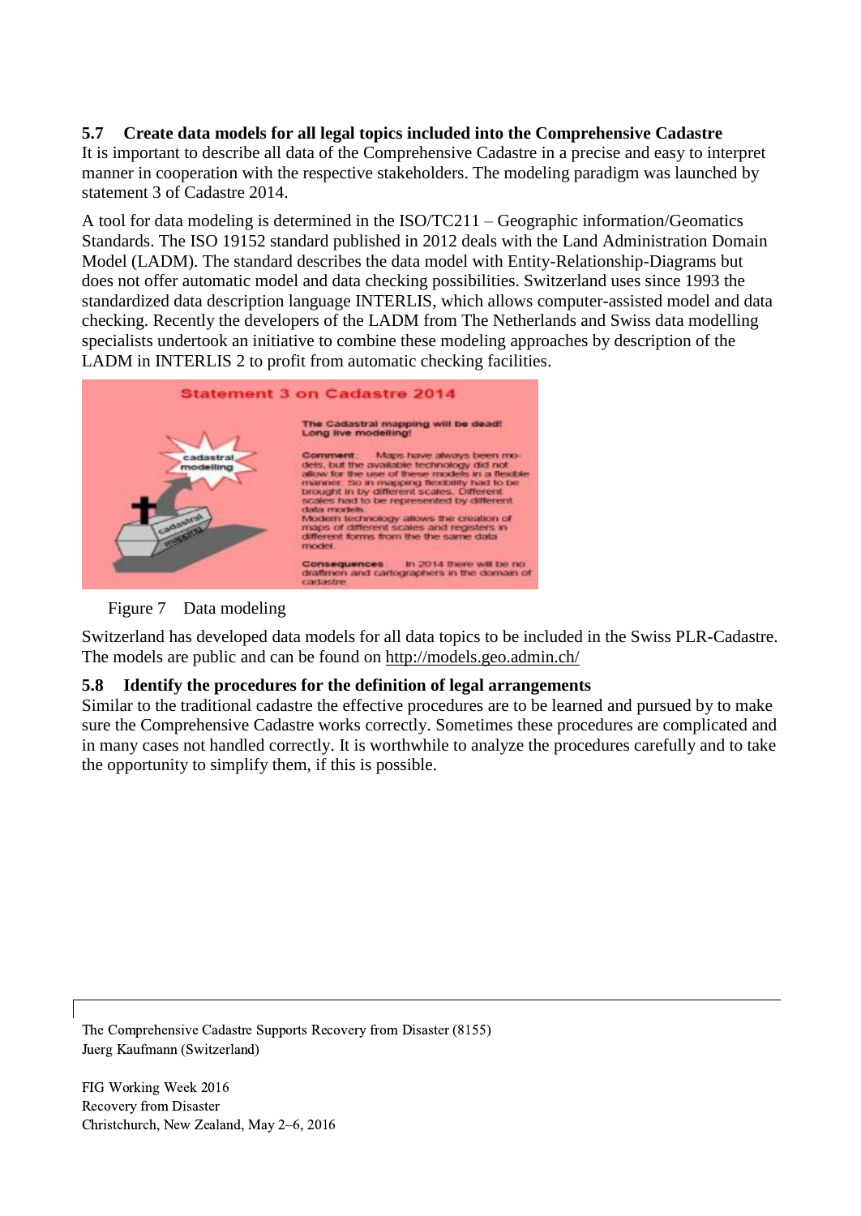### 5.7 Create data models for all legal topics included into the Comprehensive Cadastre

It is important to describe all data of the Comprehensive Cadastre in a precise and easy to interpret manner in cooperation with the respective stakeholders. The modeling paradigm was launched by statement 3 of Cadastre 2014.

A tool for data modeling is determined in the ISO/TC211 – Geographic information/Geomatics Standards. The ISO 19152 standard published in 2012 deals with the Land Administration Domain Model (LADM). The standard describes the data model with Entity-Relationship-Diagrams but does not offer automatic model and data checking possibilities. Switzerland uses since 1993 the standardized data description language INTERLIS, which allows computer-assisted model and data checking. Recently the developers of the LADM from The Netherlands and Swiss data modelling specialists undertook an initiative to combine these modeling approaches by description of the LADM in INTERLIS 2 to profit from automatic checking facilities.

**Statement 3 on Cadastre 2014**

The Cadastral mapping will be dead! Long live modelling!

Comment: Maps have always been models, but the available technology did not allow for the use of these models in a flexible manner. So in mapping flexibility had to be brought in by different scales. Different scales had to be represented by different data models. Modern technology allows the creation of maps of different scales and registers in different forms from the the same data model.

Consequences: In 2014 there will be no draftmen and cartographers in the domain of cadastre.

Figure 7 Data modeling

Switzerland has developed data models for all data topics to be included in the Swiss PLR-Cadastre. The models are public and can be found on http://models.geo.admin.ch/

### 5.8 Identify the procedures for the definition of legal arrangements

Similar to the traditional cadastre the effective procedures are to be learned and pursued by to make sure the Comprehensive Cadastre works correctly. Sometimes these procedures are complicated and in many cases not handled correctly. It is worthwhile to analyze the procedures carefully and to take the opportunity to simplify them, if this is possible.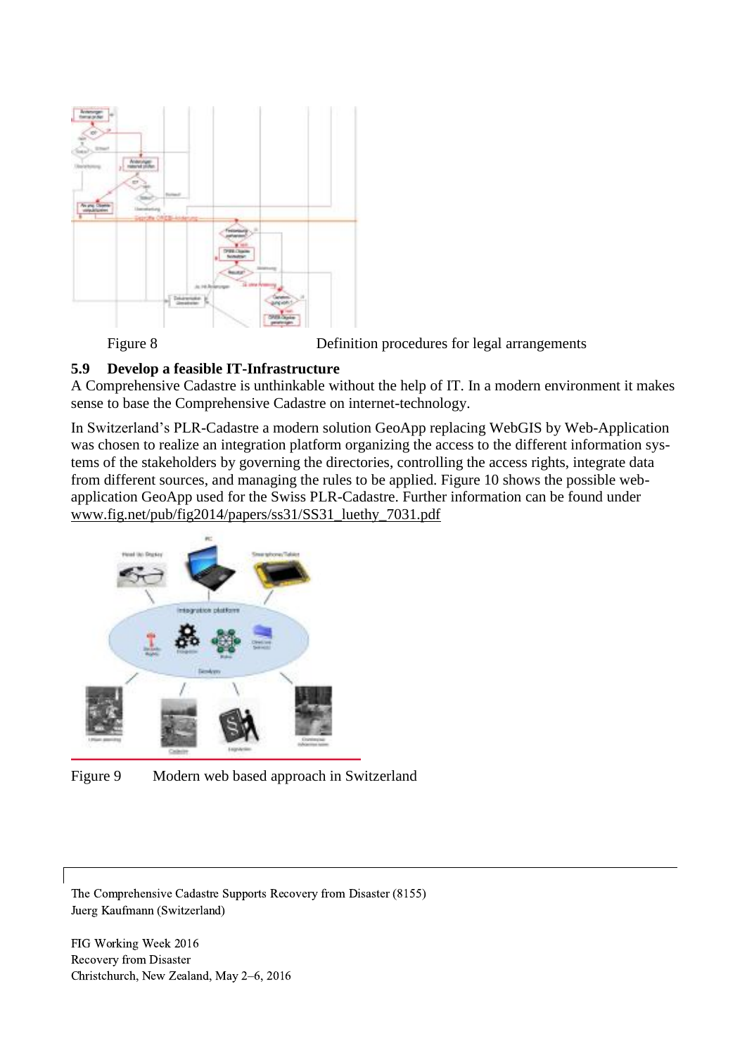Figure 8 Definition procedures for legal arrangements

### 5.9 Develop a feasible IT-Infrastructure

A Comprehensive Cadastre is unthinkable without the help of IT. In a modern environment it makes sense to base the Comprehensive Cadastre on internet-technology.

In Switzerland's PLR-Cadastre a modern solution GeoApp replacing WebGIS by Web-Application was chosen to realize an integration platform organizing the access to the different information systems of the stakeholders by governing the directories, controlling the access rights, integrate data from different sources, and managing the rules to be applied. Figure 10 shows the possible web-application GeoApp used for the Swiss PLR-Cadastre. Further information can be found under www.fig.net/pub/fig2014/papers/ss31/SS31_luethy_7031.pdf

Figure 9 Modern web based approach in Switzerland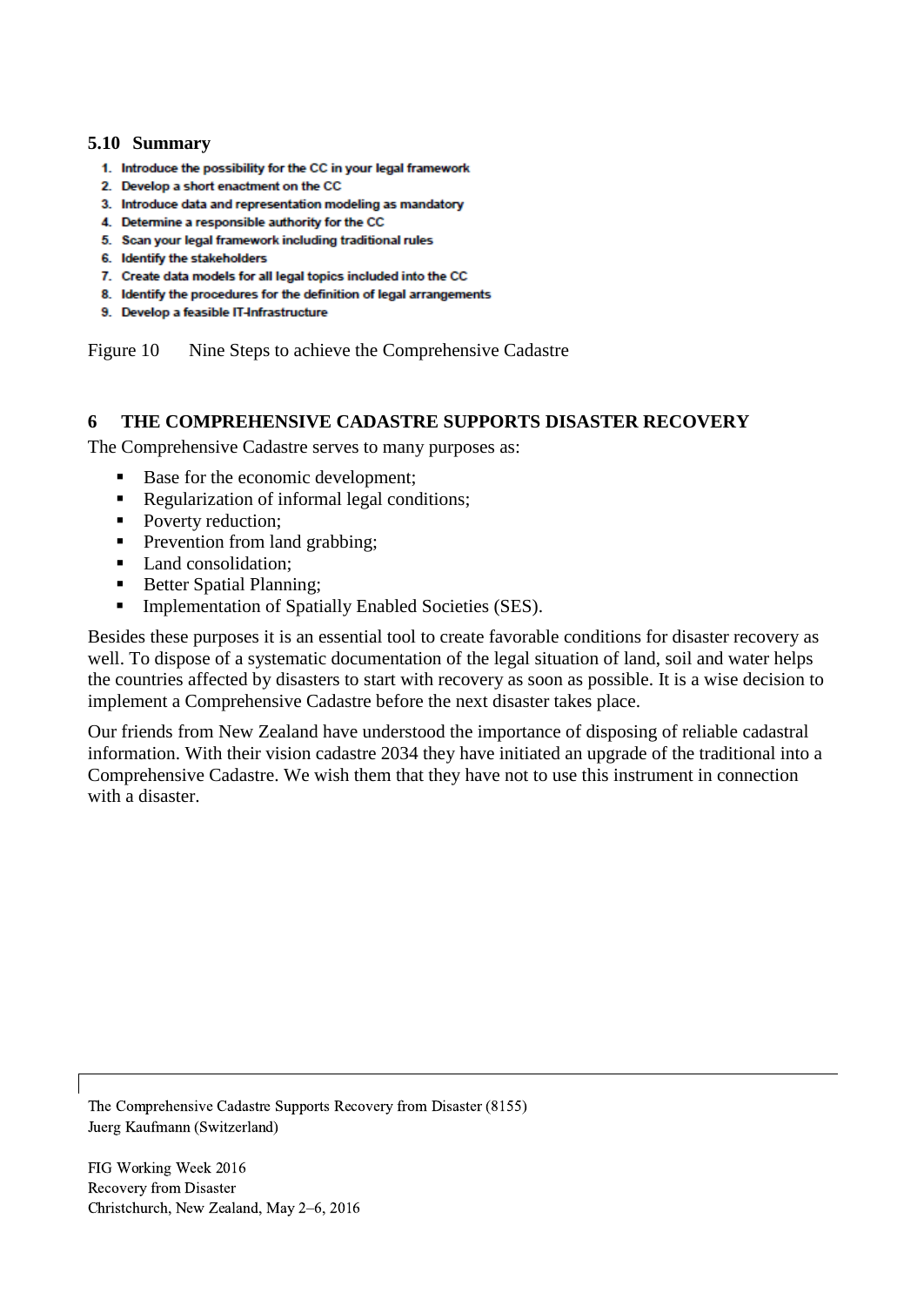### 5.10 Summary

1. Introduce the possibility for the CC in your legal framework
2. Develop a short enactment on the CC
3. Introduce data and representation modeling as mandatory
4. Determine a responsible authority for the CC
5. Scan your legal framework including traditional rules
6. Identify the stakeholders
7. Create data models for all legal topics included into the CC
8. Identify the procedures for the definition of legal arrangements
9. Develop a feasible IT-Infrastructure

Figure 10 Nine Steps to achieve the Comprehensive Cadastre

## 6 THE COMPREHENSIVE CADASTRE SUPPORTS DISASTER RECOVERY

The Comprehensive Cadastre serves to many purposes as:

- Base for the economic development;
- Regularization of informal legal conditions;
- Poverty reduction;
- Prevention from land grabbing;
- Land consolidation;
- Better Spatial Planning;
- Implementation of Spatially Enabled Societies (SES).

Besides these purposes it is an essential tool to create favorable conditions for disaster recovery as well. To dispose of a systematic documentation of the legal situation of land, soil and water helps the countries affected by disasters to start with recovery as soon as possible. It is a wise decision to implement a Comprehensive Cadastre before the next disaster takes place.

Our friends from New Zealand have understood the importance of disposing of reliable cadastral information. With their vision cadastre 2034 they have initiated an upgrade of the traditional into a Comprehensive Cadastre. We wish them that they have not to use this instrument in connection with a disaster.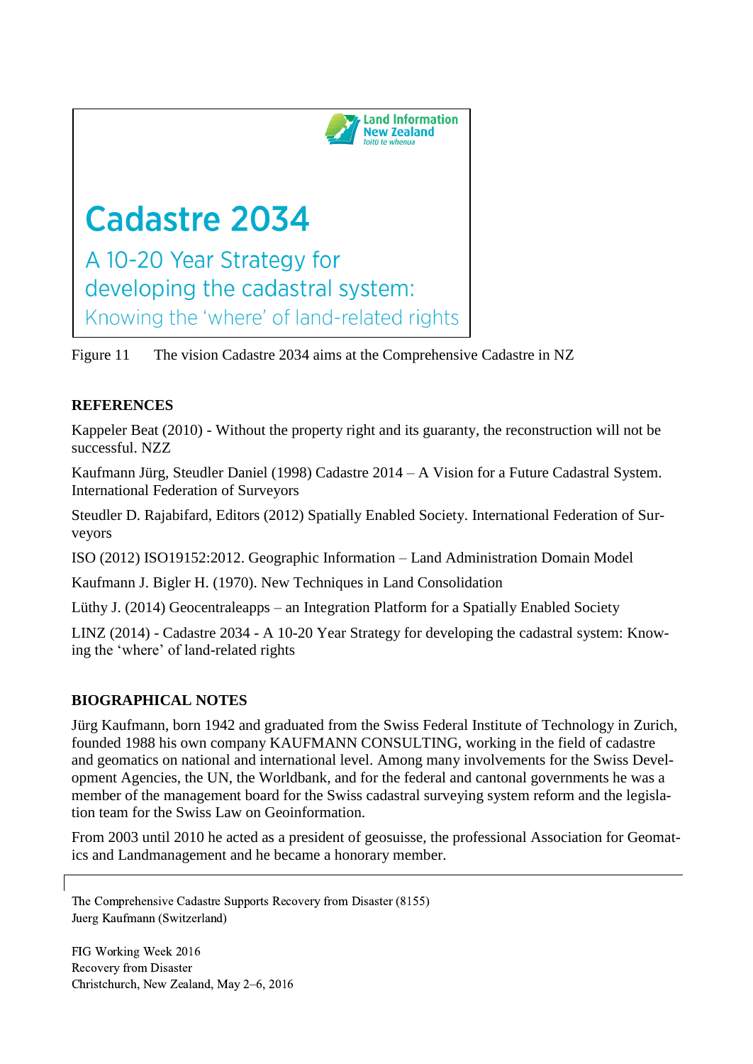Land Information New Zealand
Toitū te whenua

Cadastre 2034

A 10-20 Year Strategy for developing the cadastral system:
Knowing the 'where' of land-related rights

Figure 11 The vision Cadastre 2034 aims at the Comprehensive Cadastre in NZ

## REFERENCES

Kappeler Beat (2010) - Without the property right and its guaranty, the reconstruction will not be successful. NZZ

Kaufmann Jürg, Steudler Daniel (1998) Cadastre 2014 – A Vision for a Future Cadastral System. International Federation of Surveyors

Steudler D. Rajabifard, Editors (2012) Spatially Enabled Society. International Federation of Surveyors

ISO (2012) ISO19152:2012. Geographic Information – Land Administration Domain Model

Kaufmann J. Bigler H. (1970). New Techniques in Land Consolidation

Lüthy J. (2014) Geocentraleapps – an Integration Platform for a Spatially Enabled Society

LINZ (2014) - Cadastre 2034 - A 10-20 Year Strategy for developing the cadastral system: Knowing the 'where' of land-related rights

## BIOGRAPHICAL NOTES

Jürg Kaufmann, born 1942 and graduated from the Swiss Federal Institute of Technology in Zurich, founded 1988 his own company KAUFMANN CONSULTING, working in the field of cadastre and geomatics on national and international level. Among many involvements for the Swiss Development Agencies, the UN, the Worldbank, and for the federal and cantonal governments he was a member of the management board for the Swiss cadastral surveying system reform and the legislation team for the Swiss Law on Geoinformation.

From 2003 until 2010 he acted as a president of geosuisse, the professional Association for Geomatics and Landmanagement and he became a honorary member.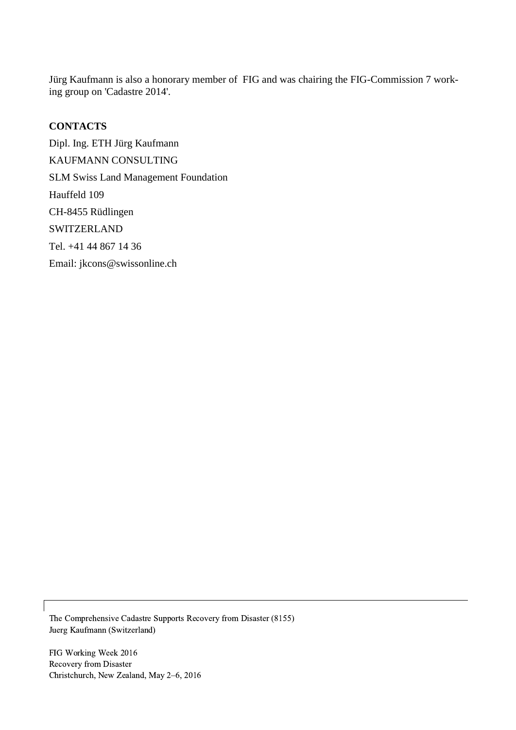Jürg Kaufmann is also a honorary member of  FIG and was chairing the FIG-Commission 7 working group on 'Cadastre 2014'.

**CONTACTS**

Dipl. Ing. ETH Jürg Kaufmann
KAUFMANN CONSULTING
SLM Swiss Land Management Foundation
Hauffeld 109
CH-8455 Rüdlingen
SWITZERLAND
Tel. +41 44 867 14 36
Email: jkcons@swissonline.ch